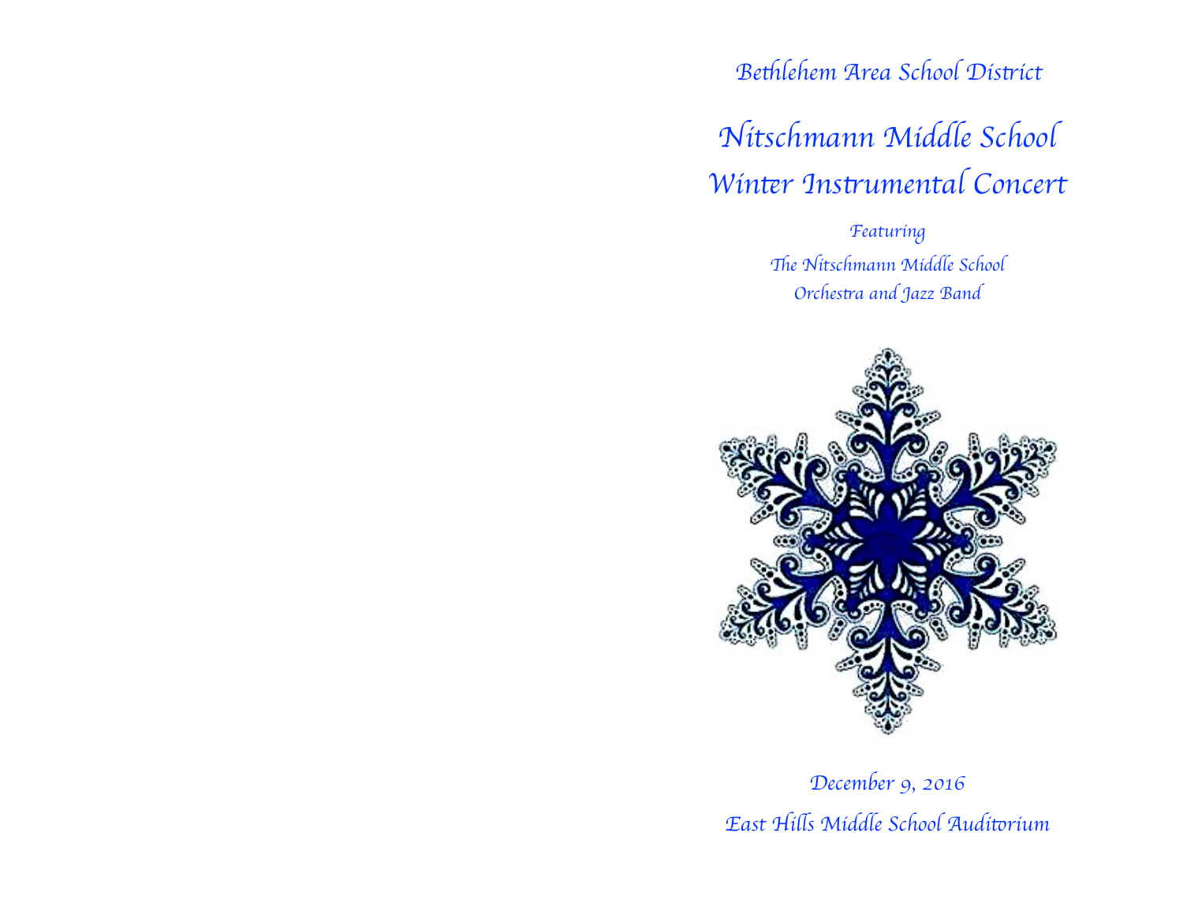Bethlehem Area School District

# Nitschmann Middle School
# Winter Instrumental Concert

*Featuring*

*The Nitschmann Middle School*
*Orchestra and Jazz Band*

*December 9, 2016*

*East Hills Middle School Auditorium*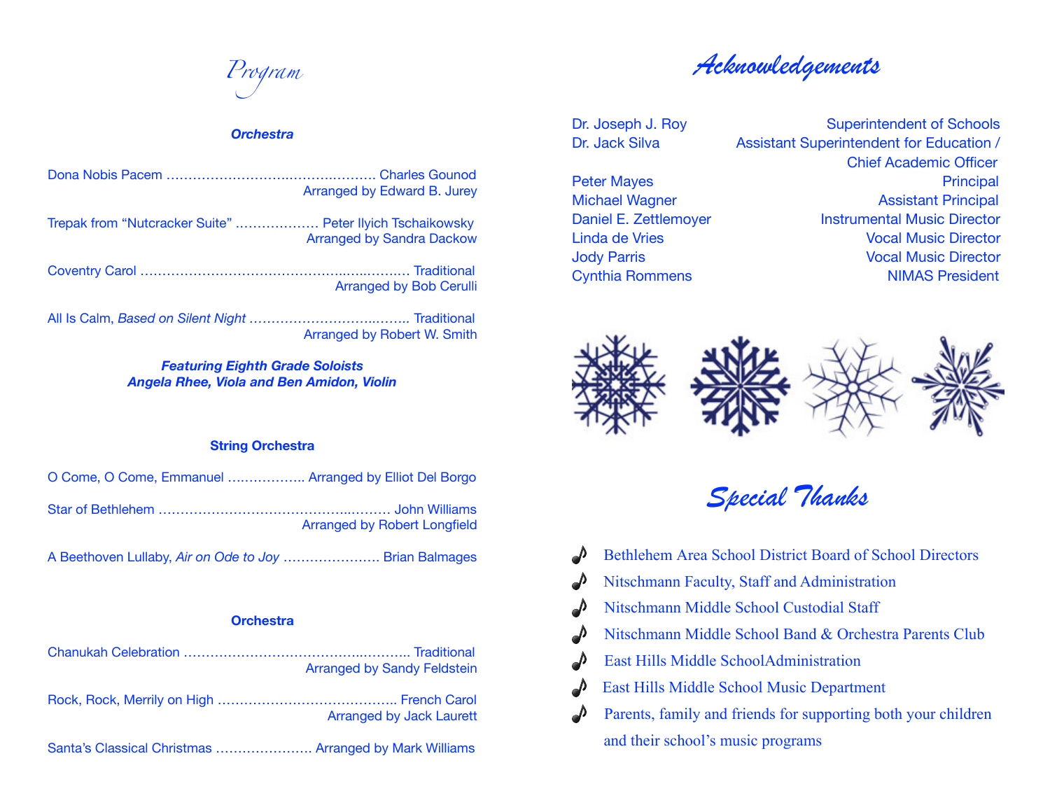# Program

### *Orchestra*

Dona Nobis Pacem ………………………………………………… Charles Gounod
Arranged by Edward B. Jurey

Trepak from "Nutcracker Suite" ………………. Peter Ilyich Tschaikowsky
Arranged by Sandra Dackow

Coventry Carol …………………………………………………………. Traditional
Arranged by Bob Cerulli

All Is Calm, *Based on Silent Night* ………………………………. Traditional
Arranged by Robert W. Smith

***Featuring Eighth Grade Soloists***
***Angela Rhee, Viola and Ben Amidon, Violin***

### String Orchestra

O Come, O Come, Emmanuel …………….. Arranged by Elliot Del Borgo

Star of Bethlehem ……………………………………………… John Williams
Arranged by Robert Longfield

A Beethoven Lullaby, *Air on Ode to Joy* …………………. Brian Balmages

### Orchestra

Chanukah Celebration …………………………………………… Traditional
Arranged by Sandy Feldstein

Rock, Rock, Merrily on High ………………………………….. French Carol
Arranged by Jack Laurett

Santa's Classical Christmas …………………. Arranged by Mark Williams

# Acknowledgements

| | |
|---|---|
| Dr. Joseph J. Roy | Superintendent of Schools |
| Dr. Jack Silva | Assistant Superintendent for Education / Chief Academic Officer |
| Peter Mayes | Principal |
| Michael Wagner | Assistant Principal |
| Daniel E. Zettlemoyer | Instrumental Music Director |
| Linda de Vries | Vocal Music Director |
| Jody Parris | Vocal Music Director |
| Cynthia Rommens | NIMAS President |

# Special Thanks

- Bethlehem Area School District Board of School Directors
- Nitschmann Faculty, Staff and Administration
- Nitschmann Middle School Custodial Staff
- Nitschmann Middle School Band & Orchestra Parents Club
- East Hills Middle SchoolAdministration
- East Hills Middle School Music Department
- Parents, family and friends for supporting both your children and their school's music programs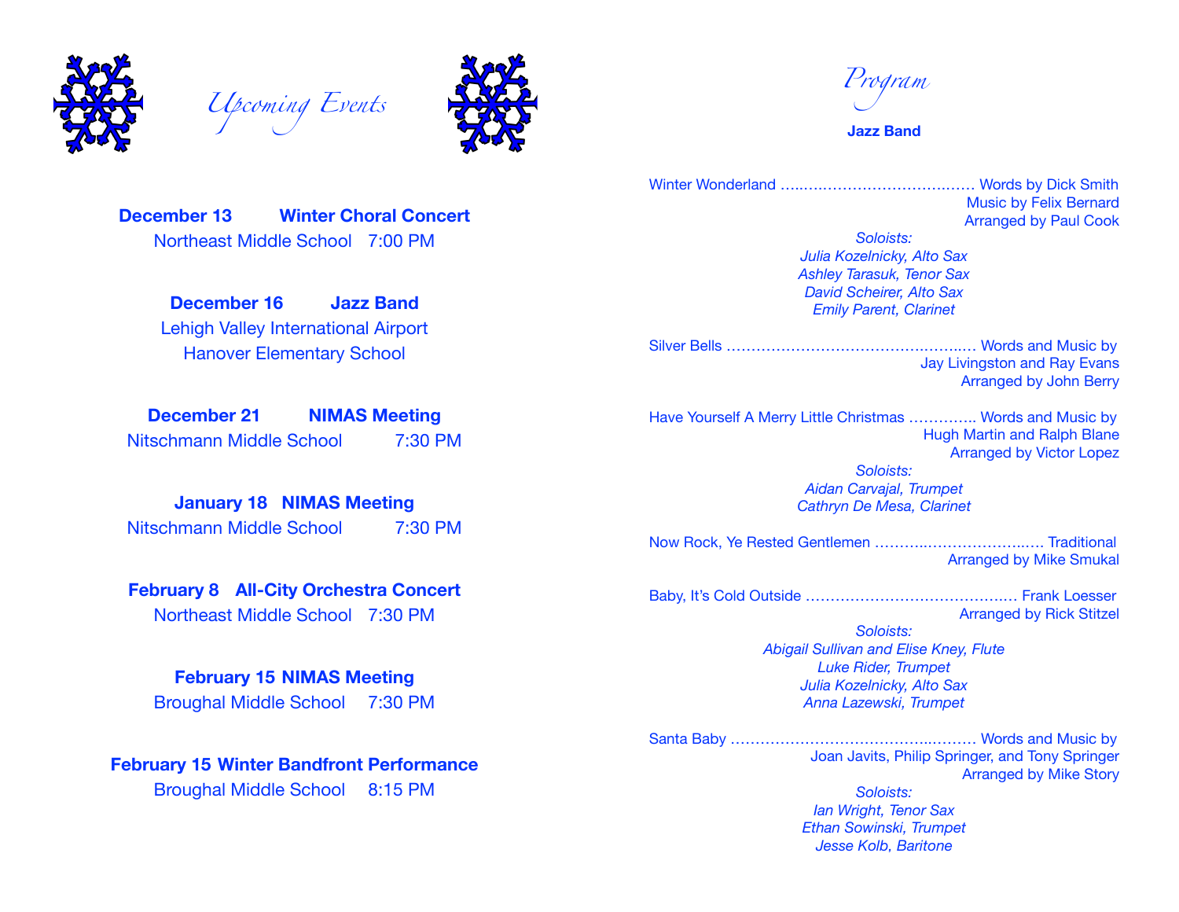## Upcoming Events

**December 13 Winter Choral Concert**
Northeast Middle School 7:00 PM

**December 16 Jazz Band**
Lehigh Valley International Airport
Hanover Elementary School

**December 21 NIMAS Meeting**
Nitschmann Middle School 7:30 PM

**January 18 NIMAS Meeting**
Nitschmann Middle School 7:30 PM

**February 8 All-City Orchestra Concert**
Northeast Middle School 7:30 PM

**February 15 NIMAS Meeting**
Broughal Middle School 7:30 PM

**February 15 Winter Bandfront Performance**
Broughal Middle School 8:15 PM

## Program

**Jazz Band**

Winter Wonderland …………………………………… Words by Dick Smith
Music by Felix Bernard
Arranged by Paul Cook

*Soloists:*
*Julia Kozelnicky, Alto Sax*
*Ashley Tarasuk, Tenor Sax*
*David Scheirer, Alto Sax*
*Emily Parent, Clarinet*

Silver Bells …………………………………………… Words and Music by
Jay Livingston and Ray Evans
Arranged by John Berry

Have Yourself A Merry Little Christmas ………….. Words and Music by
Hugh Martin and Ralph Blane
Arranged by Victor Lopez

*Soloists:*
*Aidan Carvajal, Trumpet*
*Cathryn De Mesa, Clarinet*

Now Rock, Ye Rested Gentlemen ……………………………… Traditional
Arranged by Mike Smukal

Baby, It's Cold Outside …………………………………… Frank Loesser
Arranged by Rick Stitzel

*Soloists:*
*Abigail Sullivan and Elise Kney, Flute*
*Luke Rider, Trumpet*
*Julia Kozelnicky, Alto Sax*
*Anna Lazewski, Trumpet*

Santa Baby ……………………………………………… Words and Music by
Joan Javits, Philip Springer, and Tony Springer
Arranged by Mike Story

*Soloists:*
*Ian Wright, Tenor Sax*
*Ethan Sowinski, Trumpet*
*Jesse Kolb, Baritone*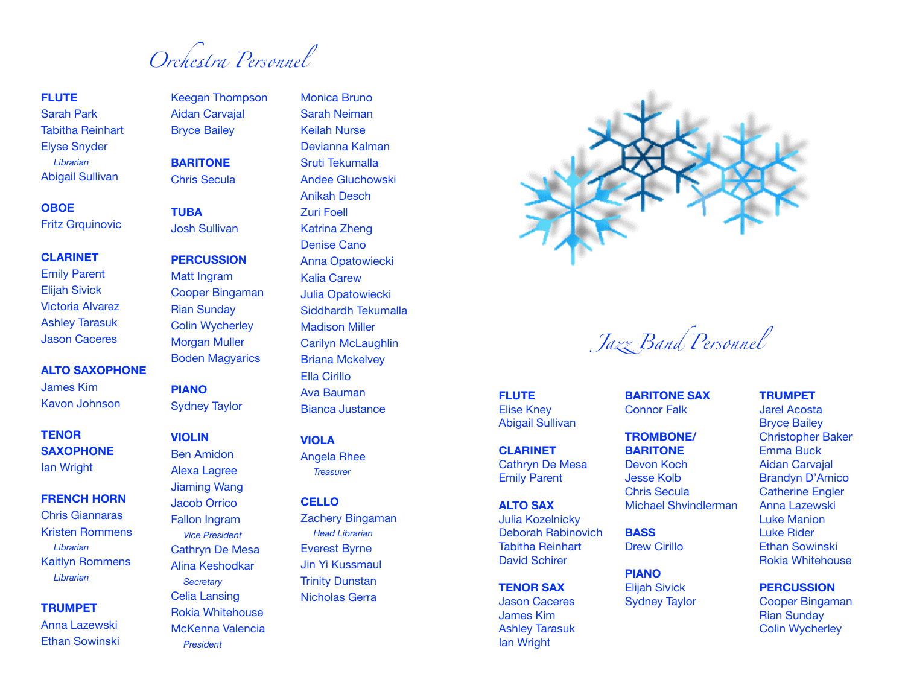# Orchestra Personnel

**FLUTE**
Sarah Park
Tabitha Reinhart
Elyse Snyder
*Librarian*
Abigail Sullivan

**OBOE**
Fritz Grquinovic

**CLARINET**
Emily Parent
Elijah Sivick
Victoria Alvarez
Ashley Tarasuk
Jason Caceres

**ALTO SAXOPHONE**
James Kim
Kavon Johnson

**TENOR SAXOPHONE**
Ian Wright

**FRENCH HORN**
Chris Giannaras
Kristen Rommens
*Librarian*
Kaitlyn Rommens
*Librarian*

**TRUMPET**
Anna Lazewski
Ethan Sowinski
Keegan Thompson
Aidan Carvajal
Bryce Bailey

**BARITONE**
Chris Secula

**TUBA**
Josh Sullivan

**PERCUSSION**
Matt Ingram
Cooper Bingaman
Rian Sunday
Colin Wycherley
Morgan Muller
Boden Magyarics

**PIANO**
Sydney Taylor

**VIOLIN**
Ben Amidon
Alexa Lagree
Jiaming Wang
Jacob Orrico
Fallon Ingram
*Vice President*
Cathryn De Mesa
Alina Keshodkar
*Secretary*
Celia Lansing
Rokia Whitehouse
McKenna Valencia
*President*
Monica Bruno
Sarah Neiman
Keilah Nurse
Devianna Kalman
Sruti Tekumalla
Andee Gluchowski
Anikah Desch
Zuri Foell
Katrina Zheng
Denise Cano
Anna Opatowiecki
Kalia Carew
Julia Opatowiecki
Siddhardh Tekumalla
Madison Miller
Carilyn McLaughlin
Briana Mckelvey
Ella Cirillo
Ava Bauman
Bianca Justance

**VIOLA**
Angela Rhee
*Treasurer*

**CELLO**
Zachery Bingaman
*Head Librarian*
Everest Byrne
Jin Yi Kussmaul
Trinity Dunstan
Nicholas Gerra

# Jazz Band Personnel

**FLUTE**
Elise Kney
Abigail Sullivan

**CLARINET**
Cathryn De Mesa
Emily Parent

**ALTO SAX**
Julia Kozelnicky
Deborah Rabinovich
Tabitha Reinhart
David Schirer

**TENOR SAX**
Jason Caceres
James Kim
Ashley Tarasuk
Ian Wright

**BARITONE SAX**
Connor Falk

**TROMBONE/ BARITONE**
Devon Koch
Jesse Kolb
Chris Secula
Michael Shvindlerman

**BASS**
Drew Cirillo

**PIANO**
Elijah Sivick
Sydney Taylor

**TRUMPET**
Jarel Acosta
Bryce Bailey
Christopher Baker
Emma Buck
Aidan Carvajal
Brandyn D'Amico
Catherine Engler
Anna Lazewski
Luke Manion
Luke Rider
Ethan Sowinski
Rokia Whitehouse

**PERCUSSION**
Cooper Bingaman
Rian Sunday
Colin Wycherley